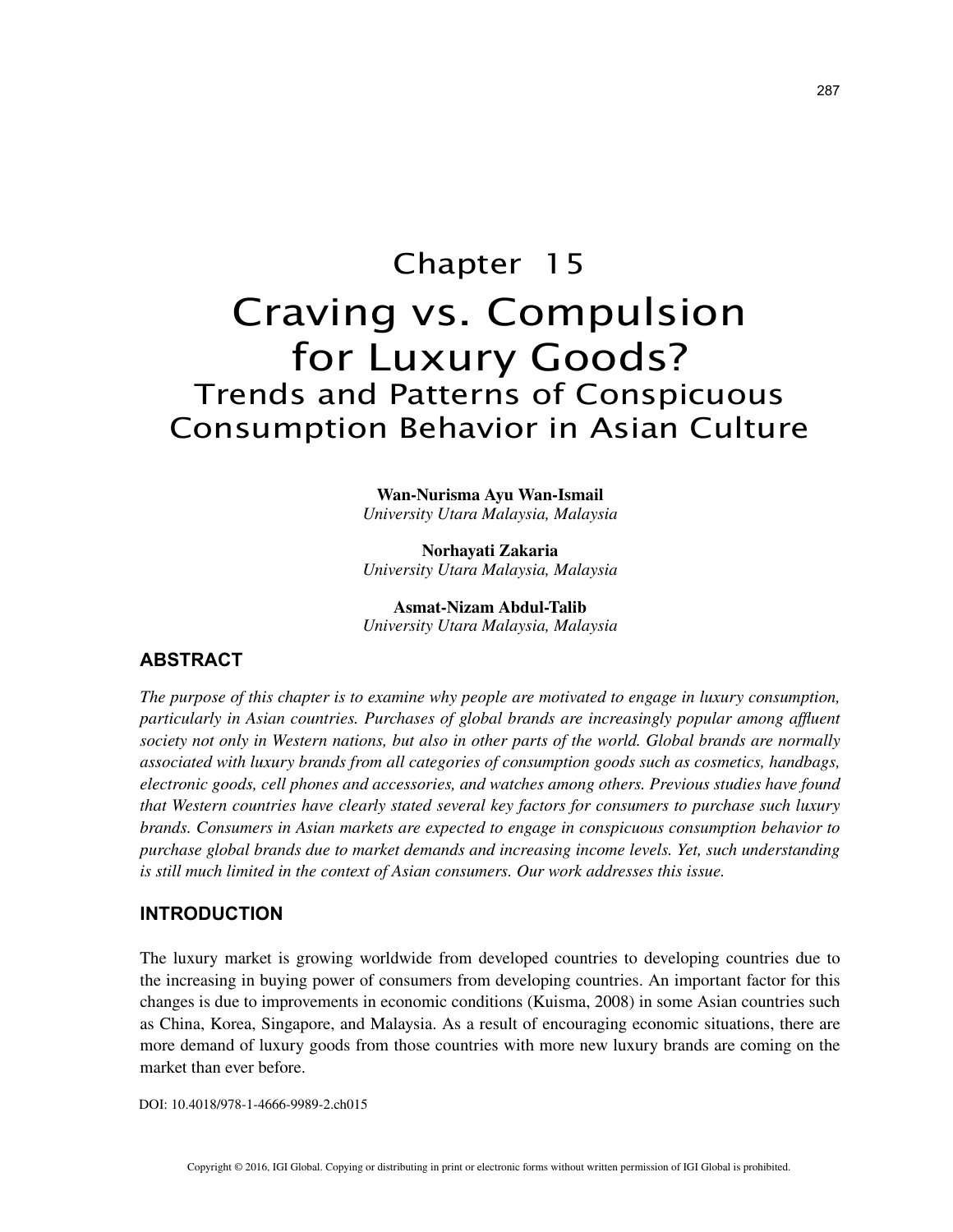# Chapter 15

# Craving vs. Compulsion for Luxury Goods?

## Trends and Patterns of Conspicuous Consumption Behavior in Asian Culture

**Wan-Nurisma Ayu Wan-Ismail**
*University Utara Malaysia, Malaysia*

**Norhayati Zakaria**
*University Utara Malaysia, Malaysia*

**Asmat-Nizam Abdul-Talib**
*University Utara Malaysia, Malaysia*

### ABSTRACT

*The purpose of this chapter is to examine why people are motivated to engage in luxury consumption, particularly in Asian countries. Purchases of global brands are increasingly popular among affluent society not only in Western nations, but also in other parts of the world. Global brands are normally associated with luxury brands from all categories of consumption goods such as cosmetics, handbags, electronic goods, cell phones and accessories, and watches among others. Previous studies have found that Western countries have clearly stated several key factors for consumers to purchase such luxury brands. Consumers in Asian markets are expected to engage in conspicuous consumption behavior to purchase global brands due to market demands and increasing income levels. Yet, such understanding is still much limited in the context of Asian consumers. Our work addresses this issue.*

### INTRODUCTION

The luxury market is growing worldwide from developed countries to developing countries due to the increasing in buying power of consumers from developing countries. An important factor for this changes is due to improvements in economic conditions (Kuisma, 2008) in some Asian countries such as China, Korea, Singapore, and Malaysia. As a result of encouraging economic situations, there are more demand of luxury goods from those countries with more new luxury brands are coming on the market than ever before.

DOI: 10.4018/978-1-4666-9989-2.ch015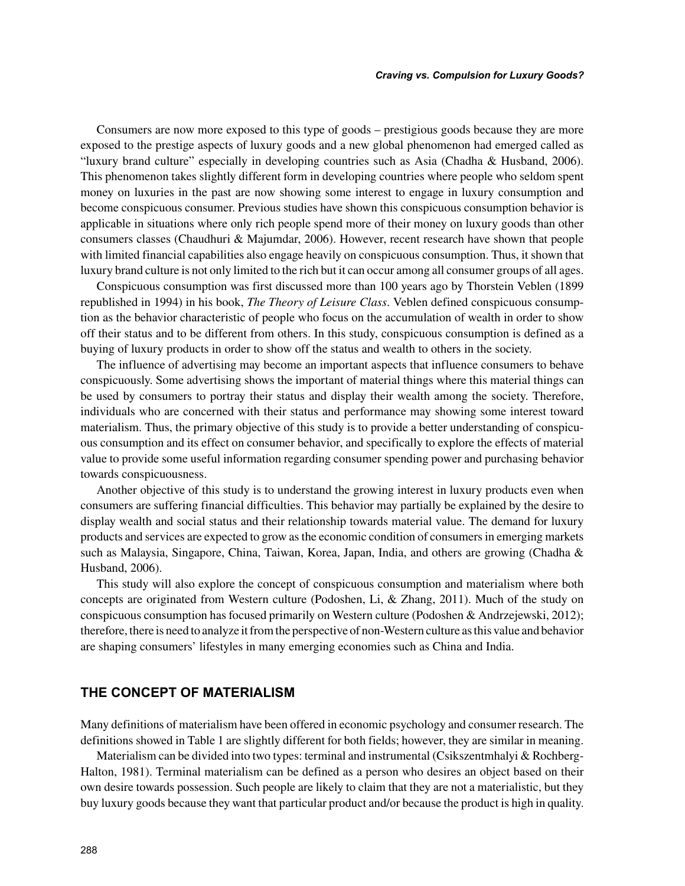Consumers are now more exposed to this type of goods – prestigious goods because they are more exposed to the prestige aspects of luxury goods and a new global phenomenon had emerged called as "luxury brand culture" especially in developing countries such as Asia (Chadha & Husband, 2006). This phenomenon takes slightly different form in developing countries where people who seldom spent money on luxuries in the past are now showing some interest to engage in luxury consumption and become conspicuous consumer. Previous studies have shown this conspicuous consumption behavior is applicable in situations where only rich people spend more of their money on luxury goods than other consumers classes (Chaudhuri & Majumdar, 2006). However, recent research have shown that people with limited financial capabilities also engage heavily on conspicuous consumption. Thus, it shown that luxury brand culture is not only limited to the rich but it can occur among all consumer groups of all ages.

Conspicuous consumption was first discussed more than 100 years ago by Thorstein Veblen (1899 republished in 1994) in his book, *The Theory of Leisure Class*. Veblen defined conspicuous consumption as the behavior characteristic of people who focus on the accumulation of wealth in order to show off their status and to be different from others. In this study, conspicuous consumption is defined as a buying of luxury products in order to show off the status and wealth to others in the society.

The influence of advertising may become an important aspects that influence consumers to behave conspicuously. Some advertising shows the important of material things where this material things can be used by consumers to portray their status and display their wealth among the society. Therefore, individuals who are concerned with their status and performance may showing some interest toward materialism. Thus, the primary objective of this study is to provide a better understanding of conspicuous consumption and its effect on consumer behavior, and specifically to explore the effects of material value to provide some useful information regarding consumer spending power and purchasing behavior towards conspicuousness.

Another objective of this study is to understand the growing interest in luxury products even when consumers are suffering financial difficulties. This behavior may partially be explained by the desire to display wealth and social status and their relationship towards material value. The demand for luxury products and services are expected to grow as the economic condition of consumers in emerging markets such as Malaysia, Singapore, China, Taiwan, Korea, Japan, India, and others are growing (Chadha & Husband, 2006).

This study will also explore the concept of conspicuous consumption and materialism where both concepts are originated from Western culture (Podoshen, Li, & Zhang, 2011). Much of the study on conspicuous consumption has focused primarily on Western culture (Podoshen & Andrzejewski, 2012); therefore, there is need to analyze it from the perspective of non-Western culture as this value and behavior are shaping consumers' lifestyles in many emerging economies such as China and India.

## THE CONCEPT OF MATERIALISM

Many definitions of materialism have been offered in economic psychology and consumer research. The definitions showed in Table 1 are slightly different for both fields; however, they are similar in meaning.

Materialism can be divided into two types: terminal and instrumental (Csikszentmhalyi & Rochberg-Halton, 1981). Terminal materialism can be defined as a person who desires an object based on their own desire towards possession. Such people are likely to claim that they are not a materialistic, but they buy luxury goods because they want that particular product and/or because the product is high in quality.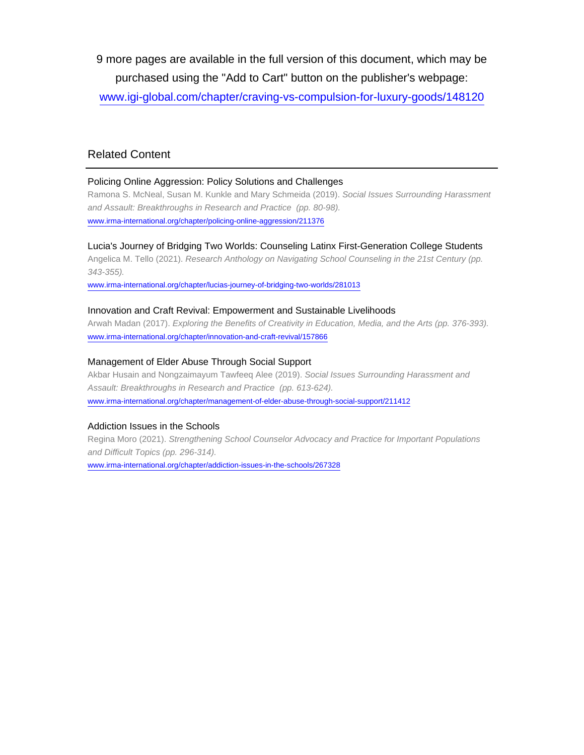9 more pages are available in the full version of this document, which may be purchased using the "Add to Cart" button on the publisher's webpage: www.igi-global.com/chapter/craving-vs-compulsion-for-luxury-goods/148120

## Related Content

Policing Online Aggression: Policy Solutions and Challenges
Ramona S. McNeal, Susan M. Kunkle and Mary Schmeida (2019). *Social Issues Surrounding Harassment and Assault: Breakthroughs in Research and Practice (pp. 80-98).*
www.irma-international.org/chapter/policing-online-aggression/211376

Lucia's Journey of Bridging Two Worlds: Counseling Latinx First-Generation College Students
Angelica M. Tello (2021). *Research Anthology on Navigating School Counseling in the 21st Century (pp. 343-355).*
www.irma-international.org/chapter/lucias-journey-of-bridging-two-worlds/281013

Innovation and Craft Revival: Empowerment and Sustainable Livelihoods
Arwah Madan (2017). *Exploring the Benefits of Creativity in Education, Media, and the Arts (pp. 376-393).*
www.irma-international.org/chapter/innovation-and-craft-revival/157866

Management of Elder Abuse Through Social Support
Akbar Husain and Nongzaimayum Tawfeeq Alee (2019). *Social Issues Surrounding Harassment and Assault: Breakthroughs in Research and Practice (pp. 613-624).*
www.irma-international.org/chapter/management-of-elder-abuse-through-social-support/211412

Addiction Issues in the Schools
Regina Moro (2021). *Strengthening School Counselor Advocacy and Practice for Important Populations and Difficult Topics (pp. 296-314).*
www.irma-international.org/chapter/addiction-issues-in-the-schools/267328